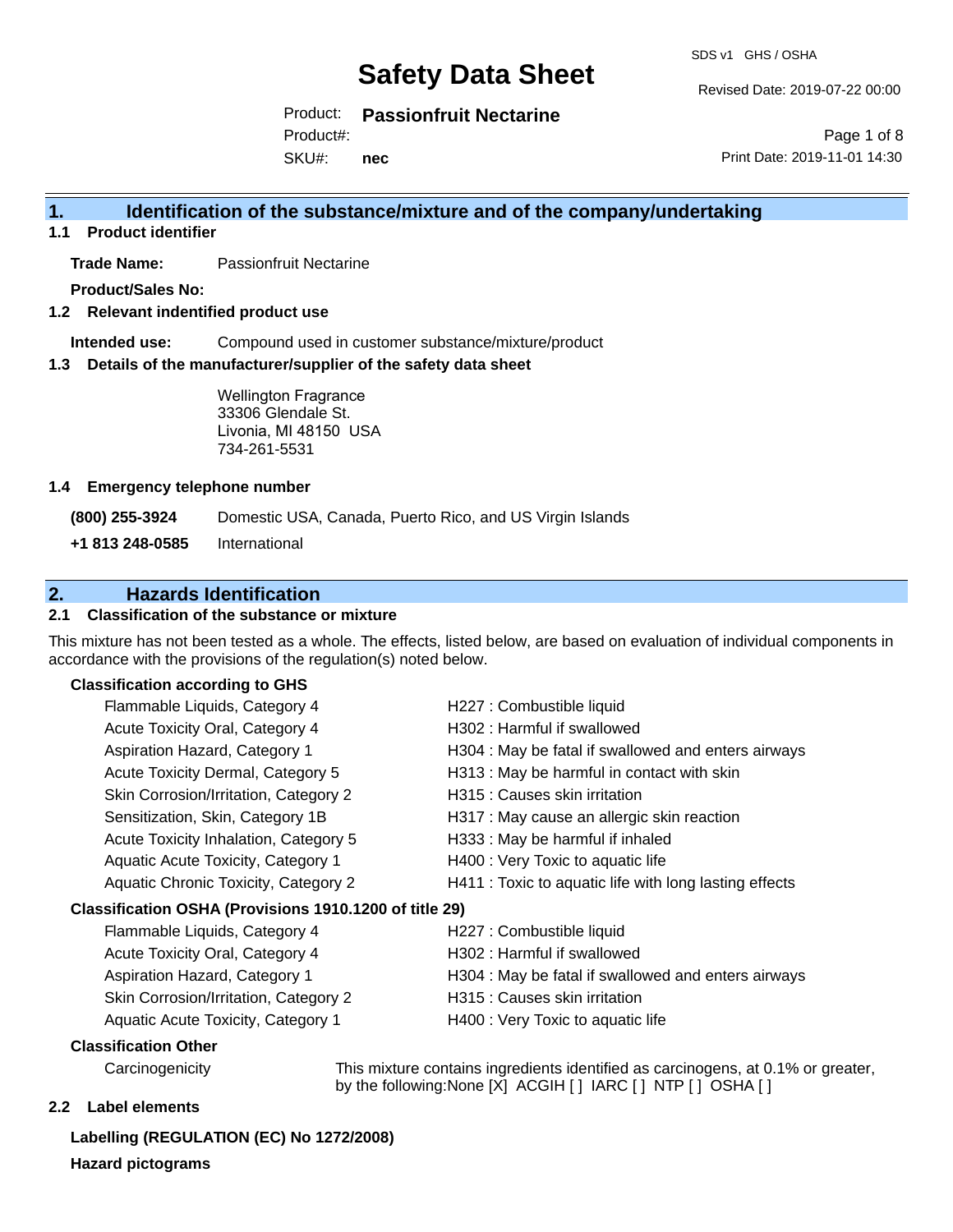# Safety Data Sheet

SDS v1 GHS / OSHA

Revised Date: 2019-07-22 00:00

Product: **Passionfruit Nectarine**

Product#:

SKU#: **nec**

Print Date: 2019-11-01 14:30

## 1. Identification of the substance/mixture and of the company/undertaking

### 1.1 Product identifier

**Trade Name:** Passionfruit Nectarine

**Product/Sales No:**

### 1.2 Relevant identified product use

**Intended use:** Compound used in customer substance/mixture/product

### 1.3 Details of the manufacturer/supplier of the safety data sheet

Wellington Fragrance
33306 Glendale St.
Livonia, MI 48150 USA
734-261-5531

### 1.4 Emergency telephone number

**(800) 255-3924** Domestic USA, Canada, Puerto Rico, and US Virgin Islands

**+1 813 248-0585** International

## 2. Hazards Identification

### 2.1 Classification of the substance or mixture

This mixture has not been tested as a whole. The effects, listed below, are based on evaluation of individual components in accordance with the provisions of the regulation(s) noted below.

**Classification according to GHS**

| | |
|---|---|
| Flammable Liquids, Category 4 | H227 : Combustible liquid |
| Acute Toxicity Oral, Category 4 | H302 : Harmful if swallowed |
| Aspiration Hazard, Category 1 | H304 : May be fatal if swallowed and enters airways |
| Acute Toxicity Dermal, Category 5 | H313 : May be harmful in contact with skin |
| Skin Corrosion/Irritation, Category 2 | H315 : Causes skin irritation |
| Sensitization, Skin, Category 1B | H317 : May cause an allergic skin reaction |
| Acute Toxicity Inhalation, Category 5 | H333 : May be harmful if inhaled |
| Aquatic Acute Toxicity, Category 1 | H400 : Very Toxic to aquatic life |
| Aquatic Chronic Toxicity, Category 2 | H411 : Toxic to aquatic life with long lasting effects |

**Classification OSHA (Provisions 1910.1200 of title 29)**

| | |
|---|---|
| Flammable Liquids, Category 4 | H227 : Combustible liquid |
| Acute Toxicity Oral, Category 4 | H302 : Harmful if swallowed |
| Aspiration Hazard, Category 1 | H304 : May be fatal if swallowed and enters airways |
| Skin Corrosion/Irritation, Category 2 | H315 : Causes skin irritation |
| Aquatic Acute Toxicity, Category 1 | H400 : Very Toxic to aquatic life |

**Classification Other**

Carcinogenicity — This mixture contains ingredients identified as carcinogens, at 0.1% or greater, by the following:None [X] ACGIH [ ] IARC [ ] NTP [ ] OSHA [ ]

### 2.2 Label elements

**Labelling (REGULATION (EC) No 1272/2008)**

**Hazard pictograms**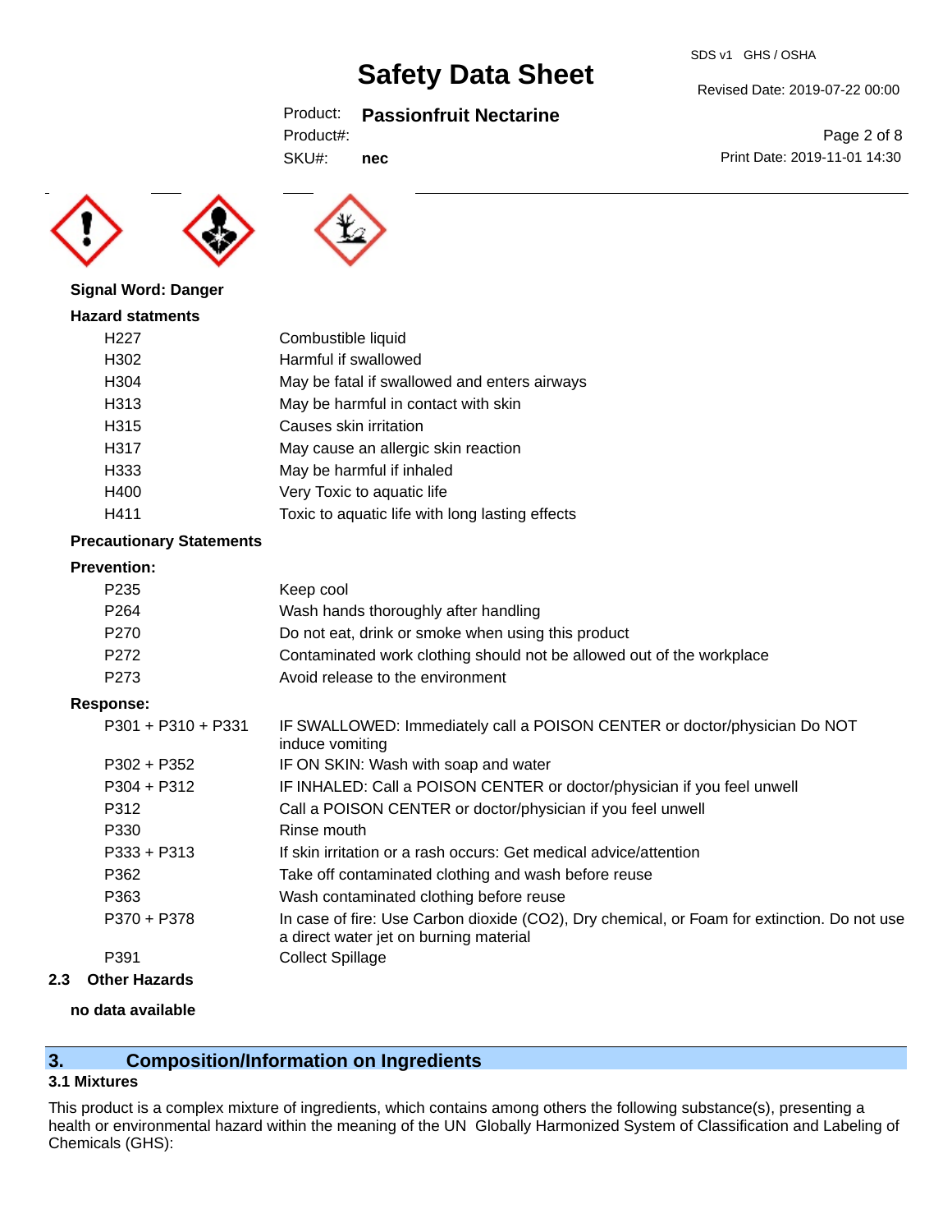**Signal Word: Danger**

**Hazard statments**

| | |
|---|---|
| H227 | Combustible liquid |
| H302 | Harmful if swallowed |
| H304 | May be fatal if swallowed and enters airways |
| H313 | May be harmful in contact with skin |
| H315 | Causes skin irritation |
| H317 | May cause an allergic skin reaction |
| H333 | May be harmful if inhaled |
| H400 | Very Toxic to aquatic life |
| H411 | Toxic to aquatic life with long lasting effects |

**Precautionary Statements**

**Prevention:**

| | |
|---|---|
| P235 | Keep cool |
| P264 | Wash hands thoroughly after handling |
| P270 | Do not eat, drink or smoke when using this product |
| P272 | Contaminated work clothing should not be allowed out of the workplace |
| P273 | Avoid release to the environment |

**Response:**

| | |
|---|---|
| P301 + P310 + P331 | IF SWALLOWED: Immediately call a POISON CENTER or doctor/physician Do NOT induce vomiting |
| P302 + P352 | IF ON SKIN: Wash with soap and water |
| P304 + P312 | IF INHALED: Call a POISON CENTER or doctor/physician if you feel unwell |
| P312 | Call a POISON CENTER or doctor/physician if you feel unwell |
| P330 | Rinse mouth |
| P333 + P313 | If skin irritation or a rash occurs: Get medical advice/attention |
| P362 | Take off contaminated clothing and wash before reuse |
| P363 | Wash contaminated clothing before reuse |
| P370 + P378 | In case of fire: Use Carbon dioxide ($CO_2$), Dry chemical, or Foam for extinction. Do not use a direct water jet on burning material |
| P391 | Collect Spillage |

### 2.3 Other Hazards

**no data available**

## 3. Composition/Information on Ingredients

### 3.1 Mixtures

This product is a complex mixture of ingredients, which contains among others the following substance(s), presenting a health or environmental hazard within the meaning of the UN Globally Harmonized System of Classification and Labeling of Chemicals (GHS):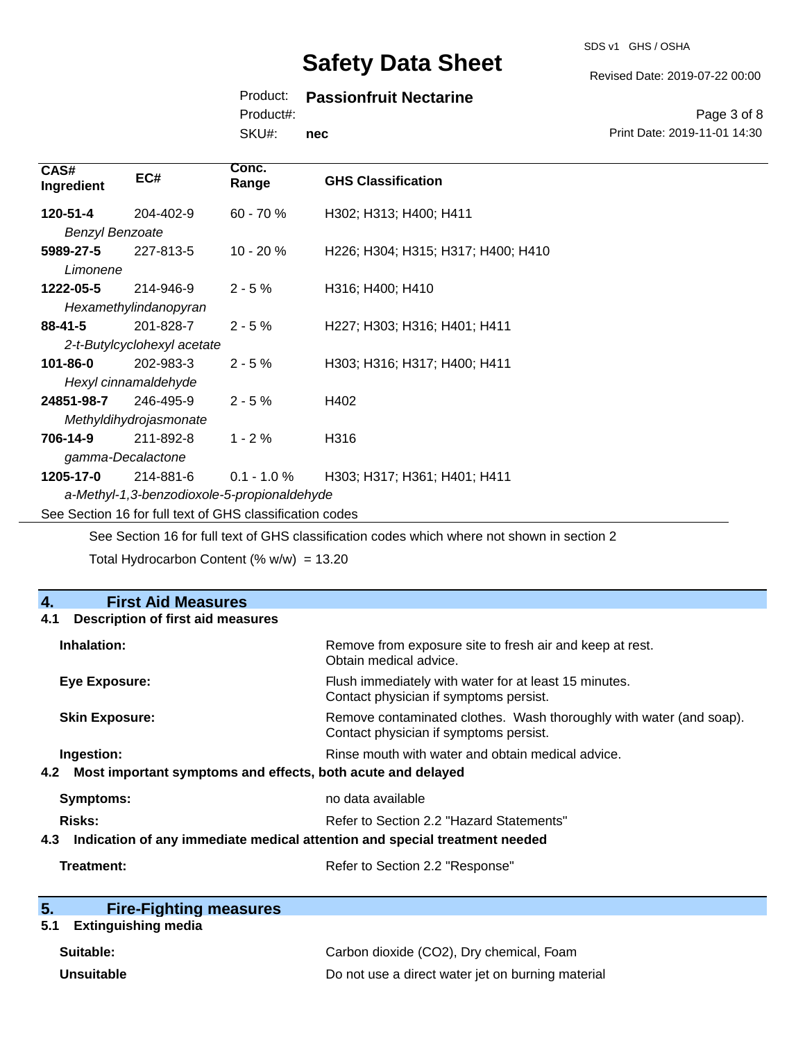| CAS# Ingredient | EC# | Conc. Range | GHS Classification |
|---|---|---|---|
| **120-51-4** *Benzyl Benzoate* | 204-402-9 | 60 - 70 % | H302; H313; H400; H411 |
| **5989-27-5** *Limonene* | 227-813-5 | 10 - 20 % | H226; H304; H315; H317; H400; H410 |
| **1222-05-5** *Hexamethylindanopyran* | 214-946-9 | 2 - 5 % | H316; H400; H410 |
| **88-41-5** *2-t-Butylcyclohexyl acetate* | 201-828-7 | 2 - 5 % | H227; H303; H316; H401; H411 |
| **101-86-0** *Hexyl cinnamaldehyde* | 202-983-3 | 2 - 5 % | H303; H316; H317; H400; H411 |
| **24851-98-7** *Methyldihydrojasmonate* | 246-495-9 | 2 - 5 % | H402 |
| **706-14-9** *gamma-Decalactone* | 211-892-8 | 1 - 2 % | H316 |
| **1205-17-0** *a-Methyl-1,3-benzodioxole-5-propionaldehyde* | 214-881-6 | 0.1 - 1.0 % | H303; H317; H361; H401; H411 |

See Section 16 for full text of GHS classification codes

See Section 16 for full text of GHS classification codes which where not shown in section 2

Total Hydrocarbon Content (% w/w) = 13.20

## 4. First Aid Measures

### 4.1 Description of first aid measures

**Inhalation:** Remove from exposure site to fresh air and keep at rest. Obtain medical advice.

**Eye Exposure:** Flush immediately with water for at least 15 minutes. Contact physician if symptoms persist.

**Skin Exposure:** Remove contaminated clothes. Wash thoroughly with water (and soap). Contact physician if symptoms persist.

**Ingestion:** Rinse mouth with water and obtain medical advice.

### 4.2 Most important symptoms and effects, both acute and delayed

**Symptoms:** no data available

**Risks:** Refer to Section 2.2 "Hazard Statements"

### 4.3 Indication of any immediate medical attention and special treatment needed

**Treatment:** Refer to Section 2.2 "Response"

## 5. Fire-Fighting measures

### 5.1 Extinguishing media

**Suitable:** Carbon dioxide (CO2), Dry chemical, Foam

**Unsuitable** Do not use a direct water jet on burning material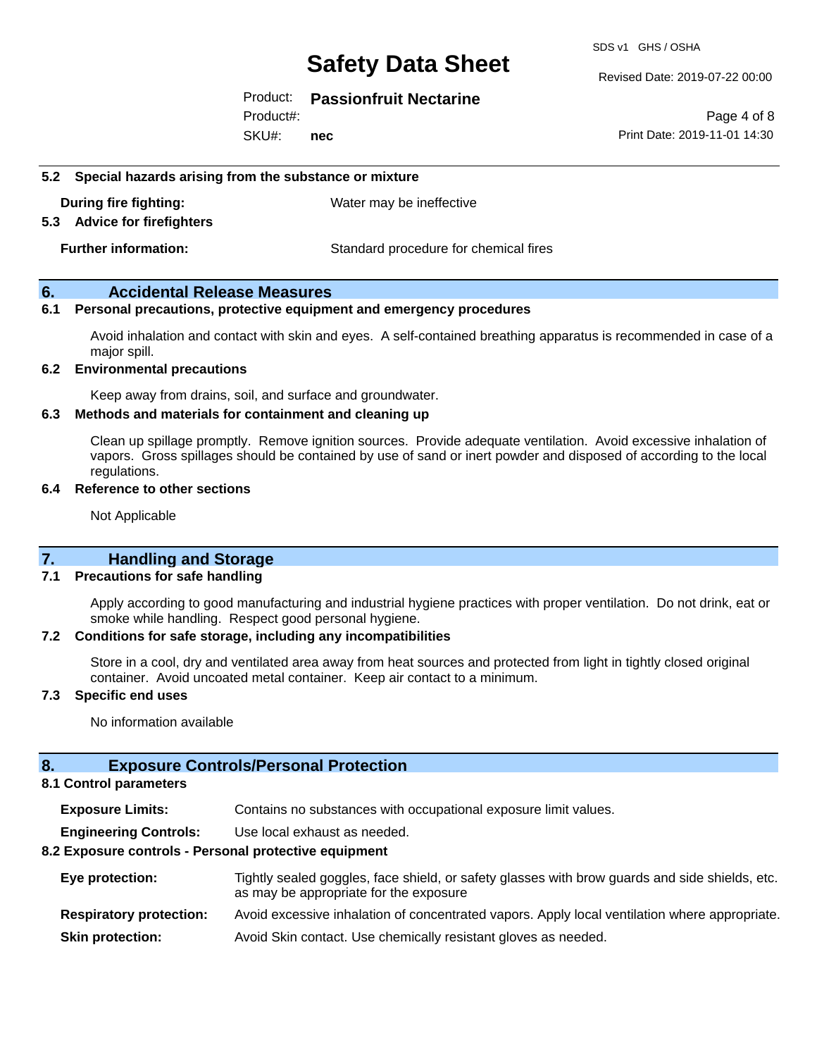### 5.2 Special hazards arising from the substance or mixture

**During fire fighting:** Water may be ineffective

### 5.3 Advice for firefighters

**Further information:** Standard procedure for chemical fires

## 6. Accidental Release Measures

### 6.1 Personal precautions, protective equipment and emergency procedures

Avoid inhalation and contact with skin and eyes. A self-contained breathing apparatus is recommended in case of a major spill.

### 6.2 Environmental precautions

Keep away from drains, soil, and surface and groundwater.

### 6.3 Methods and materials for containment and cleaning up

Clean up spillage promptly. Remove ignition sources. Provide adequate ventilation. Avoid excessive inhalation of vapors. Gross spillages should be contained by use of sand or inert powder and disposed of according to the local regulations.

### 6.4 Reference to other sections

Not Applicable

## 7. Handling and Storage

### 7.1 Precautions for safe handling

Apply according to good manufacturing and industrial hygiene practices with proper ventilation. Do not drink, eat or smoke while handling. Respect good personal hygiene.

### 7.2 Conditions for safe storage, including any incompatibilities

Store in a cool, dry and ventilated area away from heat sources and protected from light in tightly closed original container. Avoid uncoated metal container. Keep air contact to a minimum.

### 7.3 Specific end uses

No information available

## 8. Exposure Controls/Personal Protection

### 8.1 Control parameters

**Exposure Limits:** Contains no substances with occupational exposure limit values.

**Engineering Controls:** Use local exhaust as needed.

### 8.2 Exposure controls - Personal protective equipment

**Eye protection:** Tightly sealed goggles, face shield, or safety glasses with brow guards and side shields, etc. as may be appropriate for the exposure

**Respiratory protection:** Avoid excessive inhalation of concentrated vapors. Apply local ventilation where appropriate.

**Skin protection:** Avoid Skin contact. Use chemically resistant gloves as needed.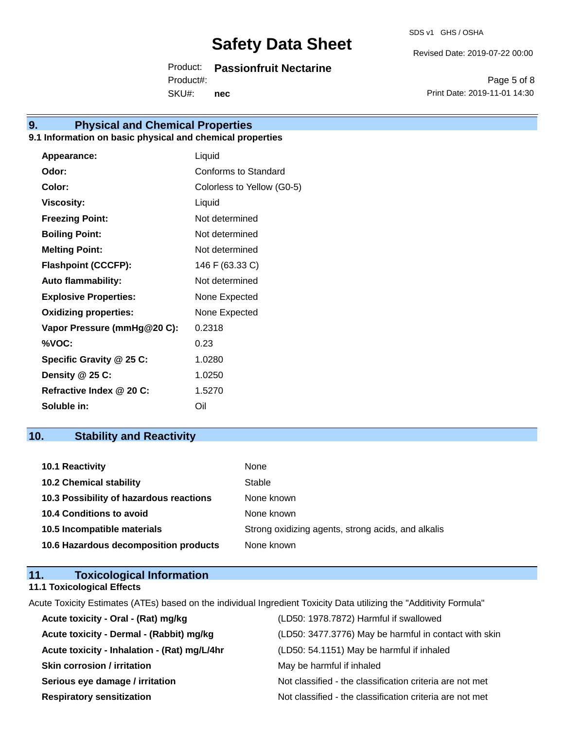## 9. Physical and Chemical Properties

### 9.1 Information on basic physical and chemical properties

| | |
|---|---|
| **Appearance:** | Liquid |
| **Odor:** | Conforms to Standard |
| **Color:** | Colorless to Yellow (G0-5) |
| **Viscosity:** | Liquid |
| **Freezing Point:** | Not determined |
| **Boiling Point:** | Not determined |
| **Melting Point:** | Not determined |
| **Flashpoint (CCCFP):** | 146 F (63.33 C) |
| **Auto flammability:** | Not determined |
| **Explosive Properties:** | None Expected |
| **Oxidizing properties:** | None Expected |
| **Vapor Pressure (mmHg@20 C):** | 0.2318 |
| **%VOC:** | 0.23 |
| **Specific Gravity @ 25 C:** | 1.0280 |
| **Density @ 25 C:** | 1.0250 |
| **Refractive Index @ 20 C:** | 1.5270 |
| **Soluble in:** | Oil |

## 10. Stability and Reactivity

| | |
|---|---|
| **10.1 Reactivity** | None |
| **10.2 Chemical stability** | Stable |
| **10.3 Possibility of hazardous reactions** | None known |
| **10.4 Conditions to avoid** | None known |
| **10.5 Incompatible materials** | Strong oxidizing agents, strong acids, and alkalis |
| **10.6 Hazardous decomposition products** | None known |

## 11. Toxicological Information

### 11.1 Toxicological Effects

Acute Toxicity Estimates (ATEs) based on the individual Ingredient Toxicity Data utilizing the "Additivity Formula"

| | |
|---|---|
| **Acute toxicity - Oral - (Rat) mg/kg** | (LD50: 1978.7872) Harmful if swallowed |
| **Acute toxicity - Dermal - (Rabbit) mg/kg** | (LD50: 3477.3776) May be harmful in contact with skin |
| **Acute toxicity - Inhalation - (Rat) mg/L/4hr** | (LD50: 54.1151) May be harmful if inhaled |
| **Skin corrosion / irritation** | May be harmful if inhaled |
| **Serious eye damage / irritation** | Not classified - the classification criteria are not met |
| **Respiratory sensitization** | Not classified - the classification criteria are not met |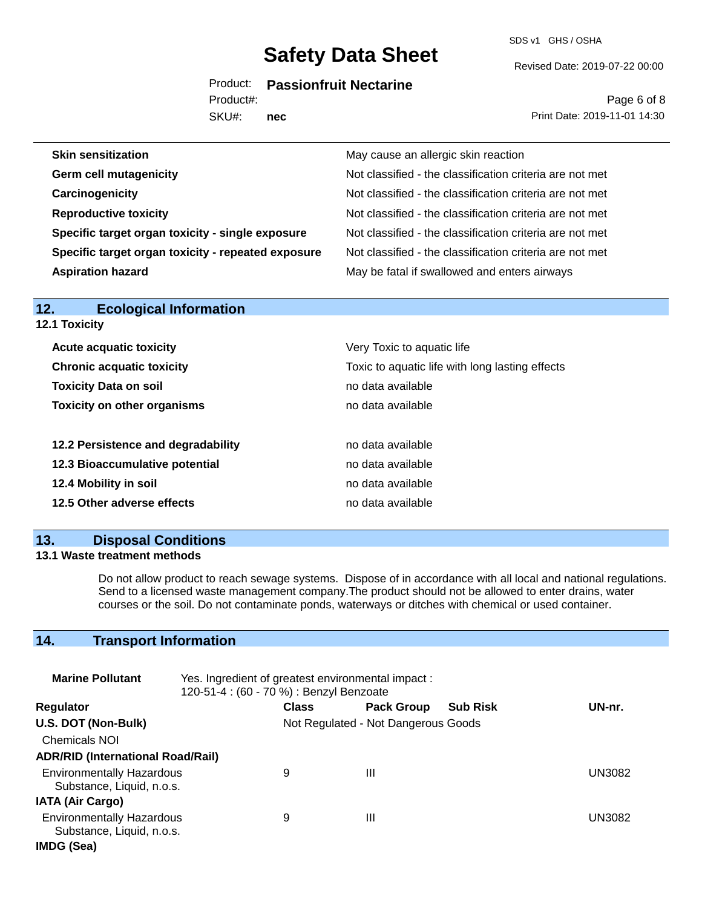| | |
|---|---|
| **Skin sensitization** | May cause an allergic skin reaction |
| **Germ cell mutagenicity** | Not classified - the classification criteria are not met |
| **Carcinogenicity** | Not classified - the classification criteria are not met |
| **Reproductive toxicity** | Not classified - the classification criteria are not met |
| **Specific target organ toxicity - single exposure** | Not classified - the classification criteria are not met |
| **Specific target organ toxicity - repeated exposure** | Not classified - the classification criteria are not met |
| **Aspiration hazard** | May be fatal if swallowed and enters airways |

## 12. Ecological Information

**12.1 Toxicity**

| | |
|---|---|
| **Acute acquatic toxicity** | Very Toxic to aquatic life |
| **Chronic acquatic toxicity** | Toxic to aquatic life with long lasting effects |
| **Toxicity Data on soil** | no data available |
| **Toxicity on other organisms** | no data available |

| | |
|---|---|
| **12.2 Persistence and degradability** | no data available |
| **12.3 Bioaccumulative potential** | no data available |
| **12.4 Mobility in soil** | no data available |
| **12.5 Other adverse effects** | no data available |

## 13. Disposal Conditions

**13.1 Waste treatment methods**

Do not allow product to reach sewage systems. Dispose of in accordance with all local and national regulations. Send to a licensed waste management company.The product should not be allowed to enter drains, water courses or the soil. Do not contaminate ponds, waterways or ditches with chemical or used container.

## 14. Transport Information

**Marine Pollutant** Yes. Ingredient of greatest environmental impact :
120-51-4 : (60 - 70 %) : Benzyl Benzoate

| Regulator | Class | Pack Group | Sub Risk | UN-nr. |
|---|---|---|---|---|
| **U.S. DOT (Non-Bulk)** | Not Regulated - Not Dangerous Goods | | | |
| Chemicals NOI | | | | |
| **ADR/RID (International Road/Rail)** | | | | |
| Environmentally Hazardous Substance, Liquid, n.o.s. | 9 | III | | UN3082 |
| **IATA (Air Cargo)** | | | | |
| Environmentally Hazardous Substance, Liquid, n.o.s. | 9 | III | | UN3082 |
| **IMDG (Sea)** | | | | |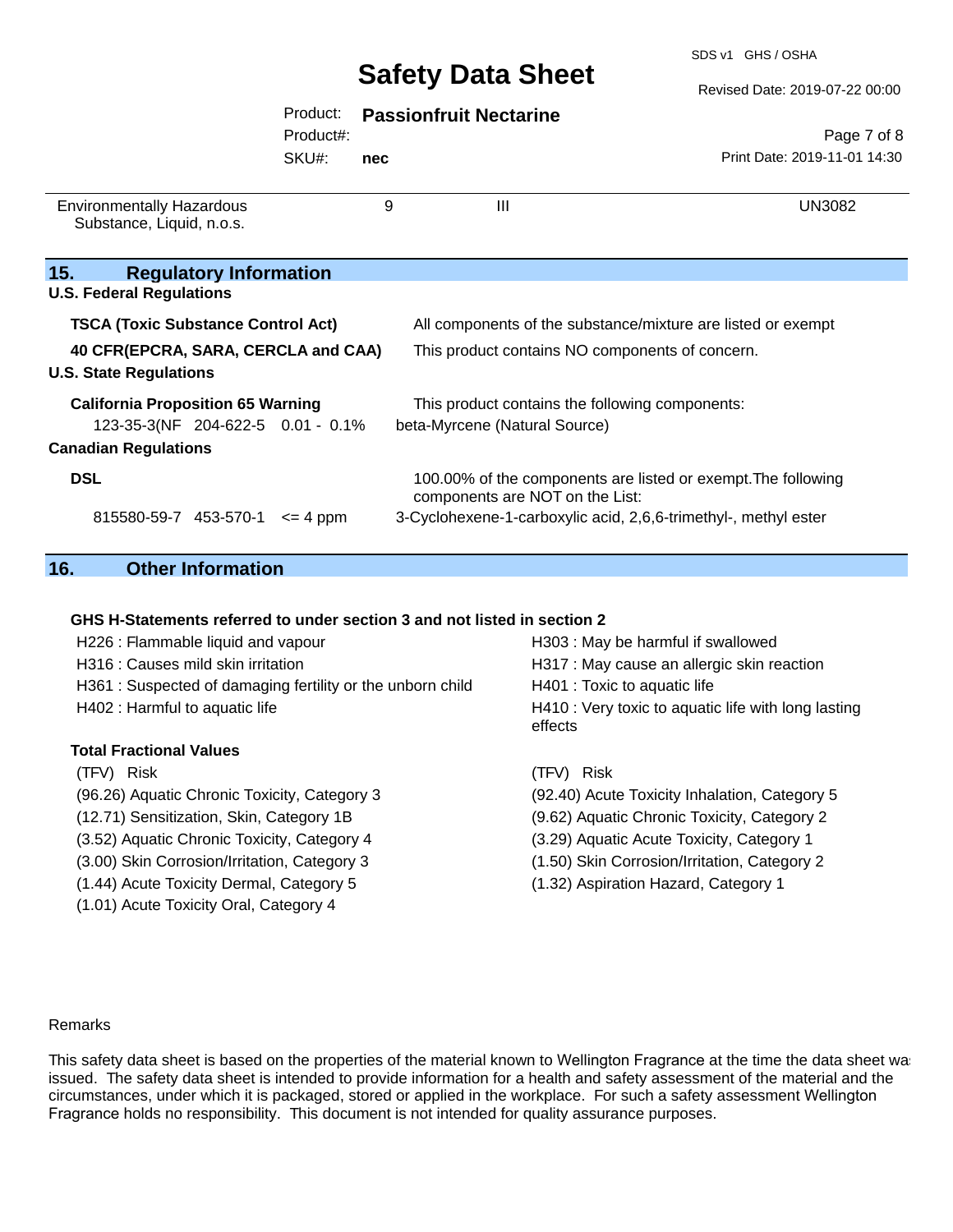| Environmentally Hazardous Substance, Liquid, n.o.s. | 9 | III | UN3082 |
|---|---|---|---|

## 15. Regulatory Information

**U.S. Federal Regulations**

**TSCA (Toxic Substance Control Act)** — All components of the substance/mixture are listed or exempt

**40 CFR(EPCRA, SARA, CERCLA and CAA)** — This product contains NO components of concern.

**U.S. State Regulations**

**California Proposition 65 Warning** — This product contains the following components:

123-35-3(NF 204-622-5 0.01 - 0.1% beta-Myrcene (Natural Source)

**Canadian Regulations**

**DSL** — 100.00% of the components are listed or exempt.The following components are NOT on the List:

815580-59-7 453-570-1 <= 4 ppm 3-Cyclohexene-1-carboxylic acid, 2,6,6-trimethyl-, methyl ester

## 16. Other Information

**GHS H-Statements referred to under section 3 and not listed in section 2**

H226 : Flammable liquid and vapour
H316 : Causes mild skin irritation
H361 : Suspected of damaging fertility or the unborn child
H402 : Harmful to aquatic life
H303 : May be harmful if swallowed
H317 : May cause an allergic skin reaction
H401 : Toxic to aquatic life
H410 : Very toxic to aquatic life with long lasting effects

**Total Fractional Values**

(TFV) Risk
(96.26) Aquatic Chronic Toxicity, Category 3
(12.71) Sensitization, Skin, Category 1B
(3.52) Aquatic Chronic Toxicity, Category 4
(3.00) Skin Corrosion/Irritation, Category 3
(1.44) Acute Toxicity Dermal, Category 5
(1.01) Acute Toxicity Oral, Category 4

(TFV) Risk
(92.40) Acute Toxicity Inhalation, Category 5
(9.62) Aquatic Chronic Toxicity, Category 2
(3.29) Aquatic Acute Toxicity, Category 1
(1.50) Skin Corrosion/Irritation, Category 2
(1.32) Aspiration Hazard, Category 1

Remarks

This safety data sheet is based on the properties of the material known to Wellington Fragrance at the time the data sheet was issued. The safety data sheet is intended to provide information for a health and safety assessment of the material and the circumstances, under which it is packaged, stored or applied in the workplace. For such a safety assessment Wellington Fragrance holds no responsibility. This document is not intended for quality assurance purposes.